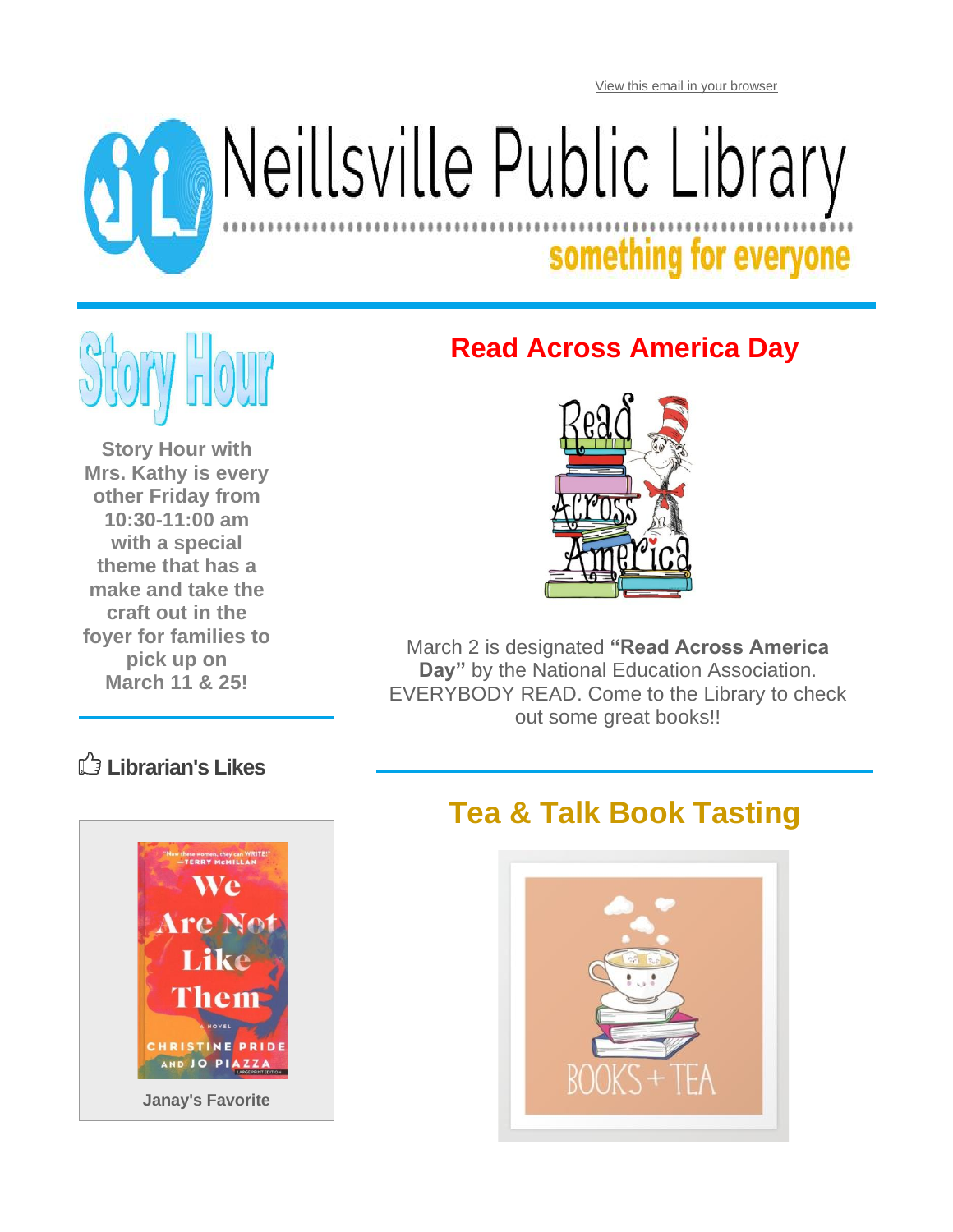View this email in your browser

# Neillsville Public Library

something for everyone

## Story Hour

**Story Hour with Mrs. Kathy is every other Friday from 10:30-11:00 am with a special theme that has a make and take the craft out in the foyer for families to pick up on March 11 & 25!**

## Read Across America Day

March 2 is designated **"Read Across America Day"** by the National Education Association. EVERYBODY READ. Come to the Library to check out some great books!!

## Librarian's Likes

We Are Not Like Them — Christine Pride and Jo Piazza

**Janay's Favorite**

## Tea & Talk Book Tasting

BOOKS + TEA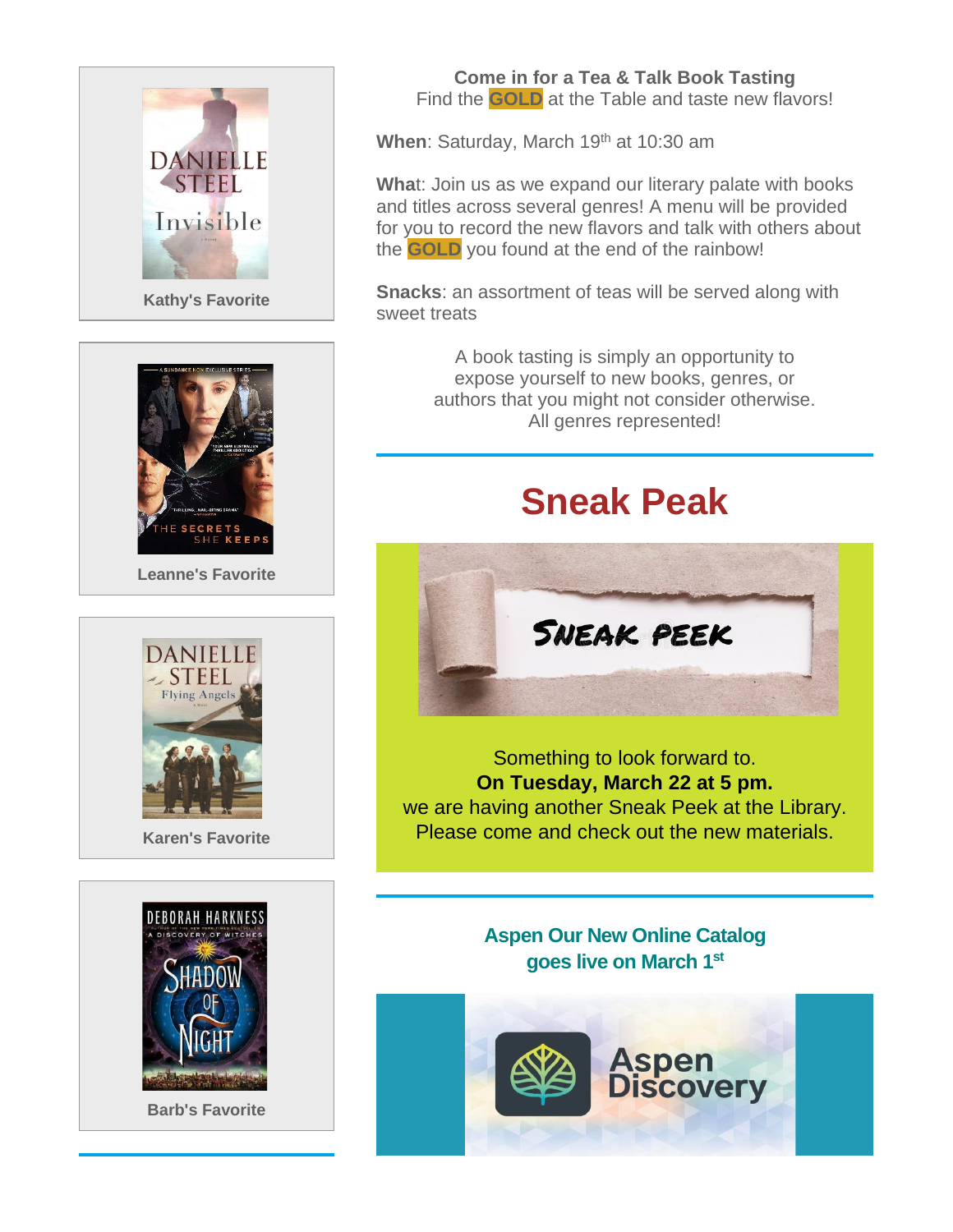Kathy's Favorite

Leanne's Favorite

Karen's Favorite

Barb's Favorite

**Come in for a Tea & Talk Book Tasting**
Find the **GOLD** at the Table and taste new flavors!

**When**: Saturday, March 19th at 10:30 am

**What**: Join us as we expand our literary palate with books and titles across several genres! A menu will be provided for you to record the new flavors and talk with others about the **GOLD** you found at the end of the rainbow!

**Snacks**: an assortment of teas will be served along with sweet treats

A book tasting is simply an opportunity to expose yourself to new books, genres, or authors that you might not consider otherwise. All genres represented!

## Sneak Peak

Something to look forward to.
**On Tuesday, March 22 at 5 pm.**
we are having another Sneak Peek at the Library.
Please come and check out the new materials.

**Aspen Our New Online Catalog goes live on March 1st**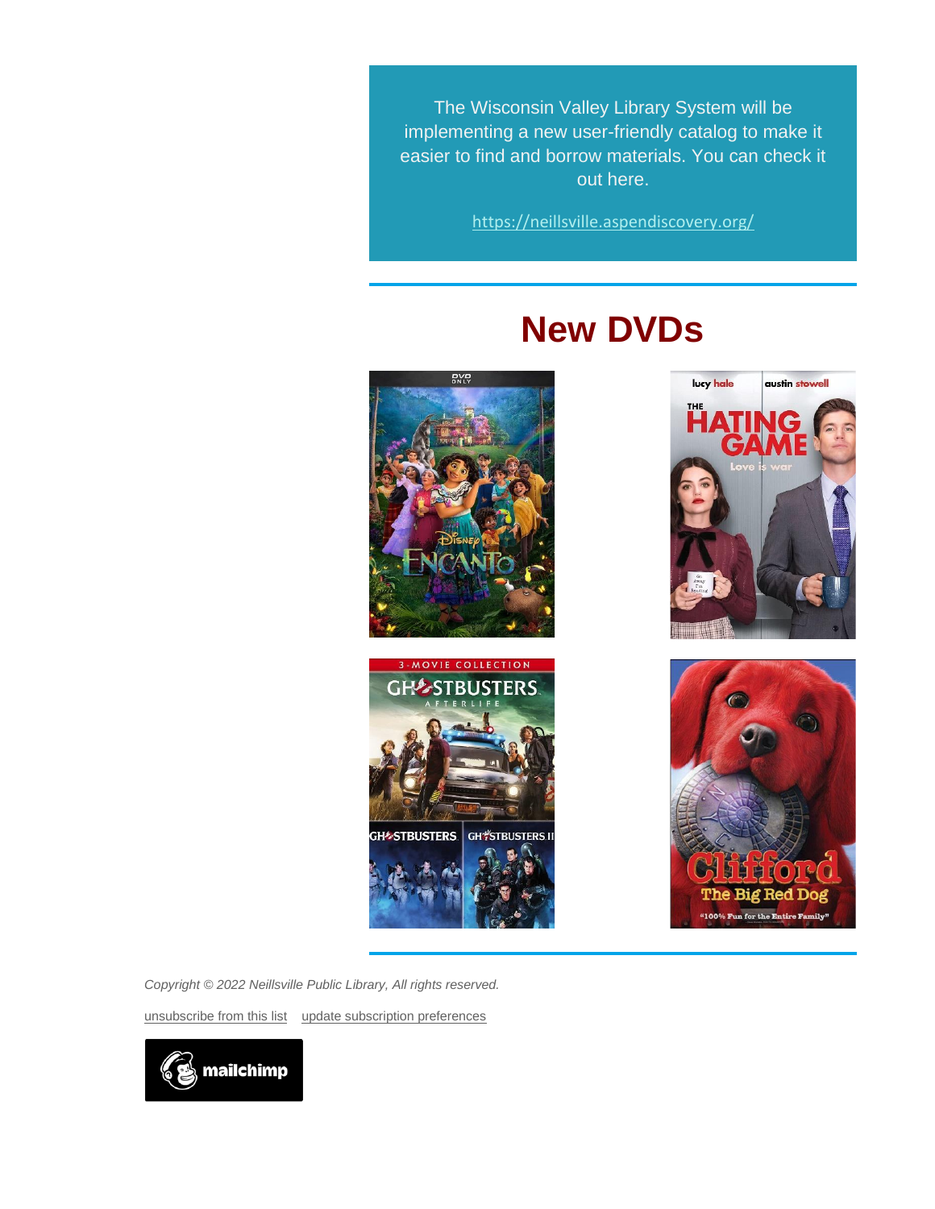The Wisconsin Valley Library System will be implementing a new user-friendly catalog to make it easier to find and borrow materials. You can check it out here.

https://neillsville.aspendiscovery.org/

## New DVDs

*Copyright © 2022 Neillsville Public Library, All rights reserved.*

unsubscribe from this list    update subscription preferences